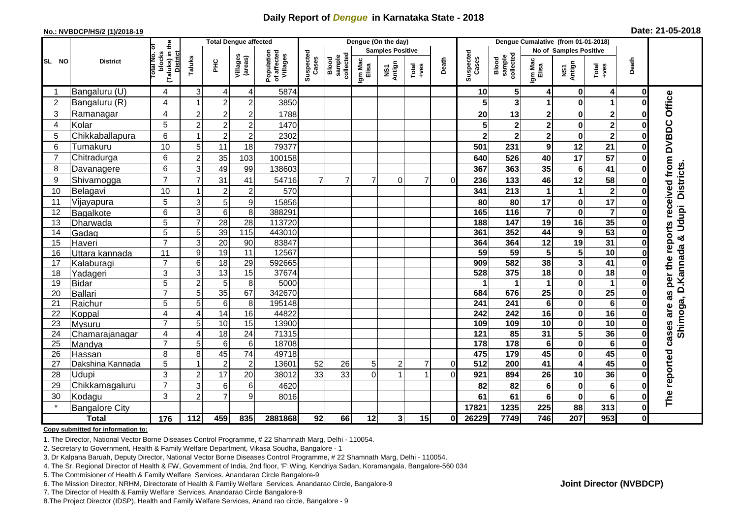# Daily Report of *Dengue* in Karnataka State - 2018

**No.: NVBDCP/HS/2 (1)/2018-19**

**Date: 21-05-2018**

| SL NO | District | Total No. of blocks (Taluks) in the District | Total Dengue affected | | | | Dengue (On the day) | | | | | | | Dengue Cumalative (from 01-01-2018) | | | | | | | |
|---|---|---|---|---|---|---|---|---|---|---|---|---|---|---|---|---|---|---|---|---|
| | | | Taluks | PHC | Villages (areas) | Population of affected Villages | Suspected Cases | Blood sample collected | Samples Positive | | | Death | Suspected Cases | Blood sample collected | No of Samples Positive | | | Death | |
| | | | | | | | | | Igm Mac Elisa | NS1 Antign | Total +ves | | | | Igm Mac Elisa | NS1 Antign | Total +ves | | |
| 1 | Bangaluru (U) | 4 | 3 | 4 | 4 | 5874 | | | | | | | 10 | 5 | 4 | 0 | 4 | 0 | The reported cases are as per the reports received from DVBDC Office Shimoga, D.Kannada & Udupi Districts. |
| 2 | Bangaluru (R) | 4 | 1 | 2 | 2 | 3850 | | | | | | | 5 | 3 | 1 | 0 | 1 | 0 | |
| 3 | Ramanagar | 4 | 2 | 2 | 2 | 1788 | | | | | | | 20 | 13 | 2 | 0 | 2 | 0 | |
| 4 | Kolar | 5 | 2 | 2 | 2 | 1470 | | | | | | | 5 | 2 | 2 | 0 | 2 | 0 | |
| 5 | Chikkaballapura | 6 | 1 | 2 | 2 | 2302 | | | | | | | 2 | 2 | 2 | 0 | 2 | 0 | |
| 6 | Tumakuru | 10 | 5 | 11 | 18 | 79377 | | | | | | | 501 | 231 | 9 | 12 | 21 | 0 | |
| 7 | Chitradurga | 6 | 2 | 35 | 103 | 100158 | | | | | | | 640 | 526 | 40 | 17 | 57 | 0 | |
| 8 | Davanagere | 6 | 3 | 49 | 99 | 138603 | | | | | | | 367 | 363 | 35 | 6 | 41 | 0 | |
| 9 | Shivamogga | 7 | 7 | 31 | 41 | 54716 | 7 | 7 | 7 | 0 | 7 | 0 | 236 | 133 | 46 | 12 | 58 | 0 | |
| 10 | Belagavi | 10 | 1 | 2 | 2 | 570 | | | | | | | 341 | 213 | 1 | 1 | 2 | 0 | |
| 11 | Vijayapura | 5 | 3 | 5 | 9 | 15856 | | | | | | | 80 | 80 | 17 | 0 | 17 | 0 | |
| 12 | Bagalkote | 6 | 3 | 6 | 8 | 388291 | | | | | | | 165 | 116 | 7 | 0 | 7 | 0 | |
| 13 | Dharwada | 5 | 7 | 28 | 28 | 113720 | | | | | | | 188 | 147 | 19 | 16 | 35 | 0 | |
| 14 | Gadag | 5 | 5 | 39 | 115 | 443010 | | | | | | | 361 | 352 | 44 | 9 | 53 | 0 | |
| 15 | Haveri | 7 | 3 | 20 | 90 | 83847 | | | | | | | 364 | 364 | 12 | 19 | 31 | 0 | |
| 16 | Uttara kannada | 11 | 9 | 19 | 11 | 12567 | | | | | | | 59 | 59 | 5 | 5 | 10 | 0 | |
| 17 | Kalaburagi | 7 | 6 | 18 | 29 | 592665 | | | | | | | 909 | 582 | 38 | 3 | 41 | 0 | |
| 18 | Yadageri | 3 | 3 | 13 | 15 | 37674 | | | | | | | 528 | 375 | 18 | 0 | 18 | 0 | |
| 19 | Bidar | 5 | 2 | 5 | 8 | 5000 | | | | | | | 1 | 1 | 1 | 0 | 1 | 0 | |
| 20 | Ballari | 7 | 5 | 35 | 67 | 342670 | | | | | | | 684 | 676 | 25 | 0 | 25 | 0 | |
| 21 | Raichur | 5 | 5 | 6 | 8 | 195148 | | | | | | | 241 | 241 | 6 | 0 | 6 | 0 | |
| 22 | Koppal | 4 | 4 | 14 | 16 | 44822 | | | | | | | 242 | 242 | 16 | 0 | 16 | 0 | |
| 23 | Mysuru | 7 | 5 | 10 | 15 | 13900 | | | | | | | 109 | 109 | 10 | 0 | 10 | 0 | |
| 24 | Chamarajanagar | 4 | 4 | 18 | 24 | 71315 | | | | | | | 121 | 85 | 31 | 5 | 36 | 0 | |
| 25 | Mandya | 7 | 5 | 6 | 6 | 18708 | | | | | | | 178 | 178 | 6 | 0 | 6 | 0 | |
| 26 | Hassan | 8 | 8 | 45 | 74 | 49718 | | | | | | | 475 | 179 | 45 | 0 | 45 | 0 | |
| 27 | Dakshina Kannada | 5 | 1 | 2 | 2 | 13601 | 52 | 26 | 5 | 2 | 7 | 0 | 512 | 200 | 41 | 4 | 45 | 0 | |
| 28 | Udupi | 3 | 2 | 17 | 20 | 38012 | 33 | 33 | 0 | 1 | 1 | 0 | 921 | 894 | 26 | 10 | 36 | 0 | |
| 29 | Chikkamagaluru | 7 | 3 | 6 | 6 | 4620 | | | | | | | 82 | 82 | 6 | 0 | 6 | 0 | |
| 30 | Kodagu | 3 | 2 | 7 | 9 | 8016 | | | | | | | 61 | 61 | 6 | 0 | 6 | 0 | |
| * | Bangalore City | | | | | | | | | | | | 17821 | 1235 | 225 | 88 | 313 | 0 | |
| **Total** | | **176** | **112** | **459** | **835** | **2881868** | **92** | **66** | **12** | **3** | **15** | **0** | **26229** | **7749** | **746** | **207** | **953** | **0** | |

**Copy submitted for information to:**

1. The Director, National Vector Borne Diseases Control Programme, # 22 Shamnath Marg, Delhi - 110054.
2. Secretary to Government, Health & Family Welfare Department, Vikasa Soudha, Bangalore - 1
3. Dr Kalpana Baruah, Deputy Director, National Vector Borne Diseases Control Programme, # 22 Shamnath Marg, Delhi - 110054.
4. The Sr. Regional Director of Health & FW, Government of India, 2nd floor, 'F' Wing, Kendriya Sadan, Koramangala, Bangalore-560 034
5. The Commisioner of Health & Family Welfare Services. Anandarao Circle Bangalore-9
6. The Mission Director, NRHM, Directorate of Health & Family Welfare Services. Anandarao Circle, Bangalore-9
7. The Director of Health & Family Welfare Services. Anandarao Circle Bangalore-9
8. The Project Director (IDSP), Health and Family Welfare Services, Anand rao circle, Bangalore - 9

**Joint Director (NVBDCP)**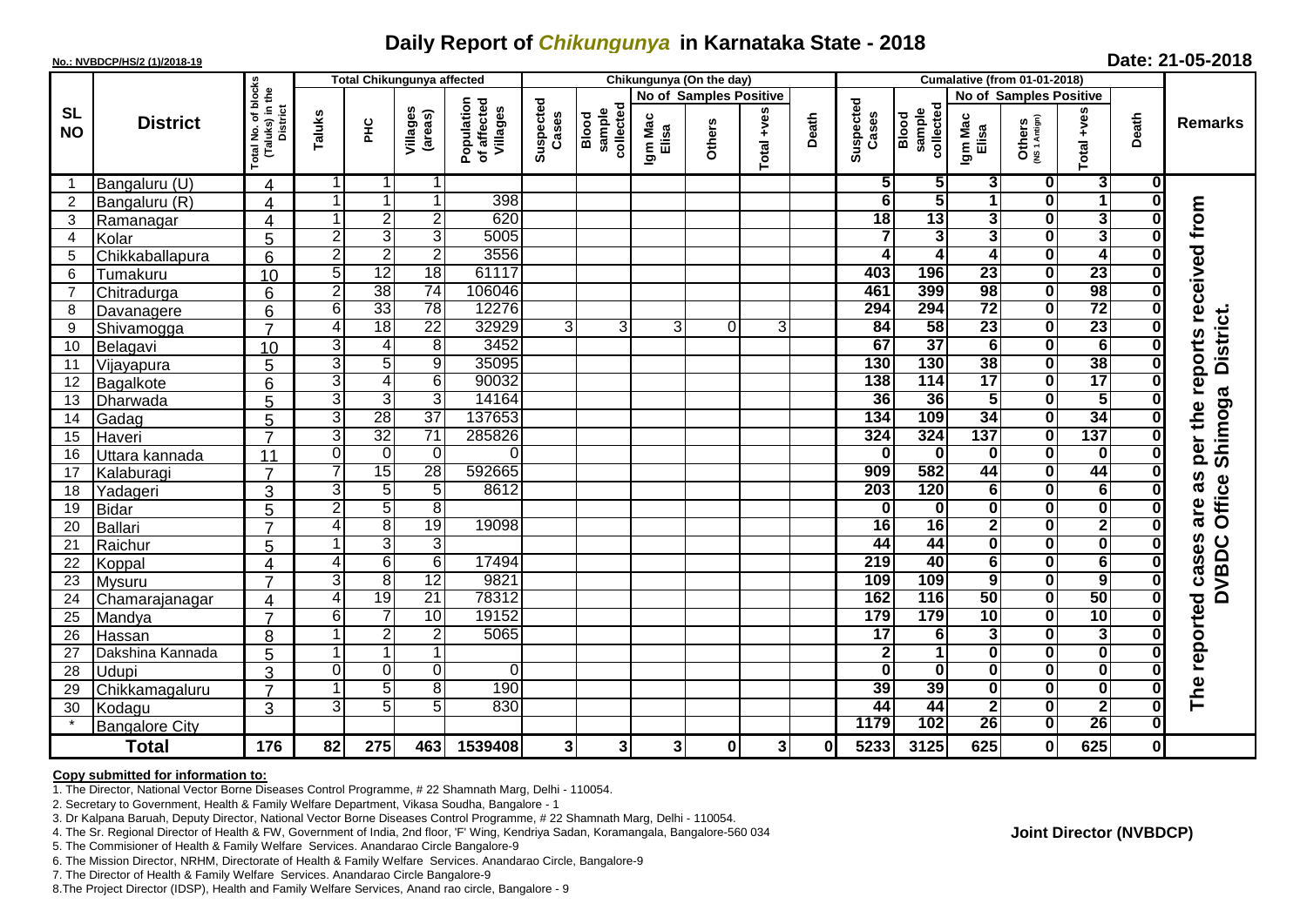# Daily Report of *Chikungunya* in Karnataka State - 2018

**No.: NVBDCP/HS/2 (1)/2018-19**

**Date: 21-05-2018**

| SL NO | District | Total No. of blocks (Taluks) in the District | Total Chikungunya affected | | | | Chikungunya (On the day) | | | | | | | Cumalative (from 01-01-2018) | | | | | | | Remarks |
|---|---|---|---|---|---|---|---|---|---|---|---|---|---|---|---|---|---|---|---|---|---|
| | | | Taluks | PHC | Villages (areas) | Population of affected Villages | Suspected Cases | Blood sample collected | No of Samples Positive | | | | Death | Suspected Cases | Blood sample collected | No of Samples Positive | | | | Death | |
| | | | | | | | | | Igm Mac Elisa | Others | Total +ves | | | | | Igm Mac Elisa | Others (NS 1 Antign) | Total +ves | | | |
| 1 | Bangaluru (U) | 4 | 1 | 1 | 1 | | | | | | | | | 5 | 5 | 3 | 0 | 3 | 0 | The reported cases are as per the reports received from DVBDC Office Shimoga District. |
| 2 | Bangaluru (R) | 4 | 1 | 1 | 1 | 398 | | | | | | | | 6 | 5 | 1 | 0 | 1 | 0 | |
| 3 | Ramanagar | 4 | 1 | 2 | 2 | 620 | | | | | | | | 18 | 13 | 3 | 0 | 3 | 0 | |
| 4 | Kolar | 5 | 2 | 3 | 3 | 5005 | | | | | | | | 7 | 3 | 3 | 0 | 3 | 0 | |
| 5 | Chikkaballapura | 6 | 2 | 2 | 2 | 3556 | | | | | | | | 4 | 4 | 4 | 0 | 4 | 0 | |
| 6 | Tumakuru | 10 | 5 | 12 | 18 | 61117 | | | | | | | | 403 | 196 | 23 | 0 | 23 | 0 | |
| 7 | Chitradurga | 6 | 2 | 38 | 74 | 106046 | | | | | | | | 461 | 399 | 98 | 0 | 98 | 0 | |
| 8 | Davanagere | 6 | 6 | 33 | 78 | 12276 | | | | | | | | 294 | 294 | 72 | 0 | 72 | 0 | |
| 9 | Shivamogga | 7 | 4 | 18 | 22 | 32929 | 3 | 3 | 3 | 0 | 3 | | | 84 | 58 | 23 | 0 | 23 | 0 | |
| 10 | Belagavi | 10 | 3 | 4 | 8 | 3452 | | | | | | | | 67 | 37 | 6 | 0 | 6 | 0 | |
| 11 | Vijayapura | 5 | 3 | 5 | 9 | 35095 | | | | | | | | 130 | 130 | 38 | 0 | 38 | 0 | |
| 12 | Bagalkote | 6 | 3 | 4 | 6 | 90032 | | | | | | | | 138 | 114 | 17 | 0 | 17 | 0 | |
| 13 | Dharwada | 5 | 3 | 3 | 3 | 14164 | | | | | | | | 36 | 36 | 5 | 0 | 5 | 0 | |
| 14 | Gadag | 5 | 3 | 28 | 37 | 137653 | | | | | | | | 134 | 109 | 34 | 0 | 34 | 0 | |
| 15 | Haveri | 7 | 3 | 32 | 71 | 285826 | | | | | | | | 324 | 324 | 137 | 0 | 137 | 0 | |
| 16 | Uttara kannada | 11 | 0 | 0 | 0 | 0 | | | | | | | | 0 | 0 | 0 | 0 | 0 | 0 | |
| 17 | Kalaburagi | 7 | 7 | 15 | 28 | 592665 | | | | | | | | 909 | 582 | 44 | 0 | 44 | 0 | |
| 18 | Yadageri | 3 | 3 | 5 | 5 | 8612 | | | | | | | | 203 | 120 | 6 | 0 | 6 | 0 | |
| 19 | Bidar | 5 | 2 | 5 | 8 | | | | | | | | | 0 | 0 | 0 | 0 | 0 | 0 | |
| 20 | Ballari | 7 | 4 | 8 | 19 | 19098 | | | | | | | | 16 | 16 | 2 | 0 | 2 | 0 | |
| 21 | Raichur | 5 | 1 | 3 | 3 | | | | | | | | | 44 | 44 | 0 | 0 | 0 | 0 | |
| 22 | Koppal | 4 | 4 | 6 | 6 | 17494 | | | | | | | | 219 | 40 | 6 | 0 | 6 | 0 | |
| 23 | Mysuru | 7 | 3 | 8 | 12 | 9821 | | | | | | | | 109 | 109 | 9 | 0 | 9 | 0 | |
| 24 | Chamarajanagar | 4 | 4 | 19 | 21 | 78312 | | | | | | | | 162 | 116 | 50 | 0 | 50 | 0 | |
| 25 | Mandya | 7 | 6 | 7 | 10 | 19152 | | | | | | | | 179 | 179 | 10 | 0 | 10 | 0 | |
| 26 | Hassan | 8 | 1 | 2 | 2 | 5065 | | | | | | | | 17 | 6 | 3 | 0 | 3 | 0 | |
| 27 | Dakshina Kannada | 5 | 1 | 1 | 1 | | | | | | | | | 2 | 1 | 0 | 0 | 0 | 0 | |
| 28 | Udupi | 3 | 0 | 0 | 0 | 0 | | | | | | | | 0 | 0 | 0 | 0 | 0 | 0 | |
| 29 | Chikkamagaluru | 7 | 1 | 5 | 8 | 190 | | | | | | | | 39 | 39 | 0 | 0 | 0 | 0 | |
| 30 | Kodagu | 3 | 3 | 5 | 5 | 830 | | | | | | | | 44 | 44 | 2 | 0 | 2 | 0 | |
| * | Bangalore City | | | | | | | | | | | | | 1179 | 102 | 26 | 0 | 26 | 0 | |
| | **Total** | **176** | **82** | **275** | **463** | **1539408** | **3** | **3** | **3** | **0** | **3** | **0** | | **5233** | **3125** | **625** | **0** | **625** | **0** | |

**Copy submitted for information to:**

1. The Director, National Vector Borne Diseases Control Programme, # 22 Shamnath Marg, Delhi - 110054.
2. Secretary to Government, Health & Family Welfare Department, Vikasa Soudha, Bangalore - 1
3. Dr Kalpana Baruah, Deputy Director, National Vector Borne Diseases Control Programme, # 22 Shamnath Marg, Delhi - 110054.
4. The Sr. Regional Director of Health & FW, Government of India, 2nd floor, 'F' Wing, Kendriya Sadan, Koramangala, Bangalore-560 034
5. The Commisioner of Health & Family Welfare Services. Anandarao Circle Bangalore-9
6. The Mission Director, NRHM, Directorate of Health & Family Welfare Services. Anandarao Circle, Bangalore-9
7. The Director of Health & Family Welfare Services. Anandarao Circle Bangalore-9
8. The Project Director (IDSP), Health and Family Welfare Services, Anand rao circle, Bangalore - 9

**Joint Director (NVBDCP)**